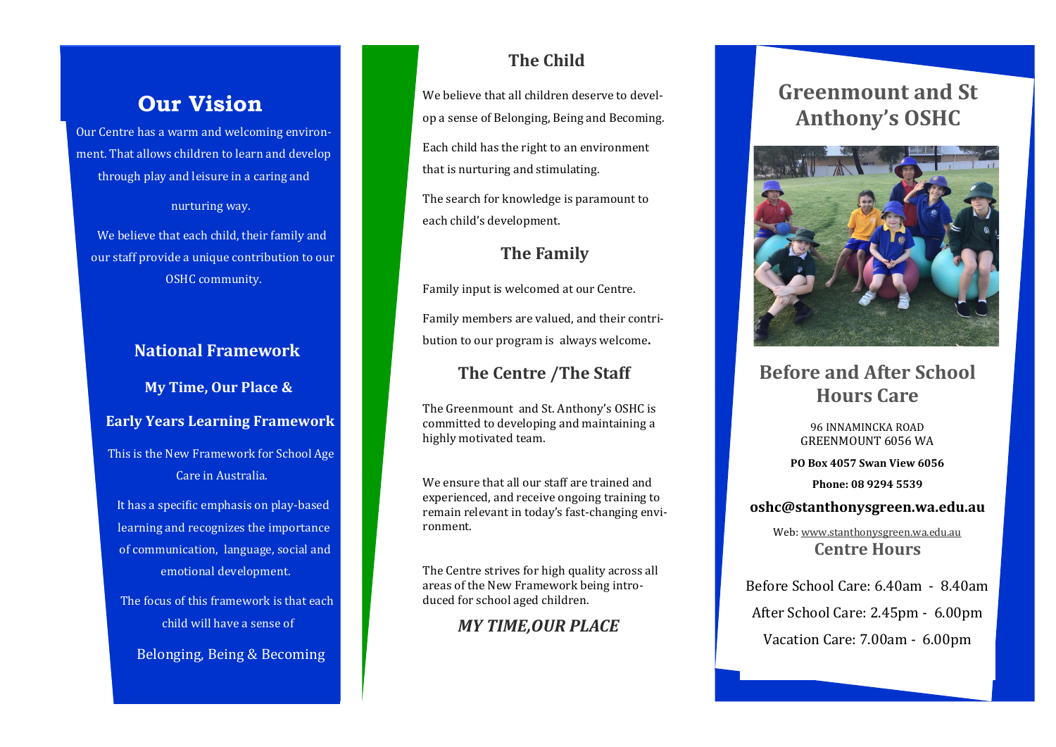## Our Vision

Our Centre has a warm and welcoming environment. That allows children to learn and develop through play and leisure in a caring and nurturing way.

We believe that each child, their family and our staff provide a unique contribution to our OSHC community.

### National Framework

**My Time, Our Place &**

**Early Years Learning Framework**

This is the New Framework for School Age Care in Australia.

It has a specific emphasis on play-based learning and recognizes the importance of communication, language, social and emotional development.

The focus of this framework is that each child will have a sense of

Belonging, Being & Becoming

### The Child

We believe that all children deserve to develop a sense of Belonging, Being and Becoming.

Each child has the right to an environment that is nurturing and stimulating.

The search for knowledge is paramount to each child's development.

### The Family

Family input is welcomed at our Centre.

Family members are valued, and their contribution to our program is always welcome**.**

### The Centre /The Staff

The Greenmount and St. Anthony's OSHC is committed to developing and maintaining a highly motivated team.

We ensure that all our staff are trained and experienced, and receive ongoing training to remain relevant in today's fast-changing environment.

The Centre strives for high quality across all areas of the New Framework being introduced for school aged children.

***MY TIME,OUR PLACE***

# Greenmount and St Anthony's OSHC

## Before and After School Hours Care

96 INNAMINCKA ROAD
GREENMOUNT 6056 WA

**PO Box 4057 Swan View 6056**

**Phone: 08 9294 5539**

**oshc@stanthonysgreen.wa.edu.au**

Web: www.stanthonysgreen.wa.edu.au

### Centre Hours

Before School Care: 6.40am - 8.40am

After School Care: 2.45pm - 6.00pm

Vacation Care: 7.00am - 6.00pm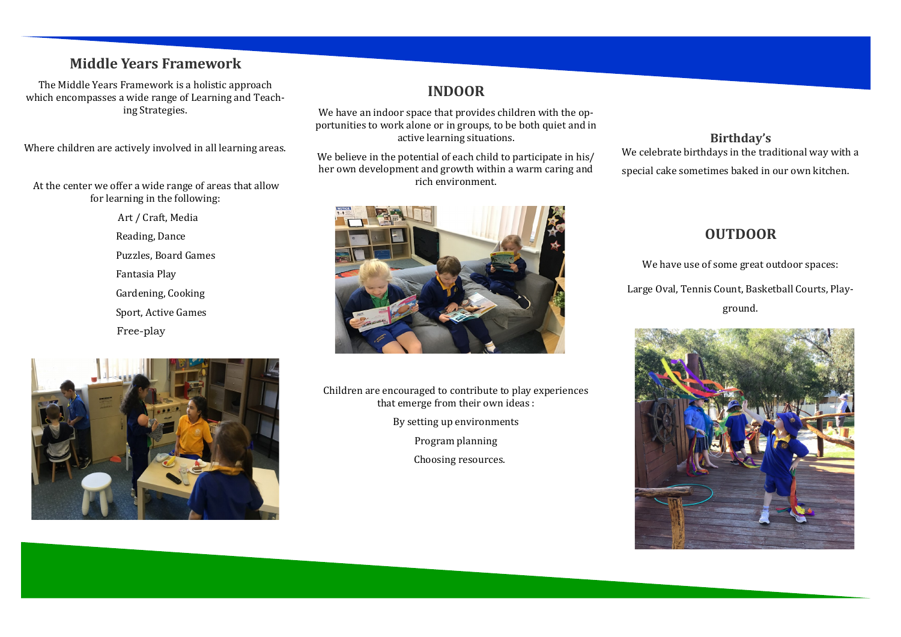## Middle Years Framework

The Middle Years Framework is a holistic approach which encompasses a wide range of Learning and Teaching Strategies.

Where children are actively involved in all learning areas.

At the center we offer a wide range of areas that allow for learning in the following:

Art / Craft, Media

Reading, Dance

Puzzles, Board Games

Fantasia Play

Gardening, Cooking

Sport, Active Games

Free-play

## INDOOR

We have an indoor space that provides children with the opportunities to work alone or in groups, to be both quiet and in active learning situations.

We believe in the potential of each child to participate in his/her own development and growth within a warm caring and rich environment.

Children are encouraged to contribute to play experiences that emerge from their own ideas :

By setting up environments

Program planning

Choosing resources.

### Birthday's

We celebrate birthdays in the traditional way with a special cake sometimes baked in our own kitchen.

## OUTDOOR

We have use of some great outdoor spaces:

Large Oval, Tennis Count, Basketball Courts, Playground.